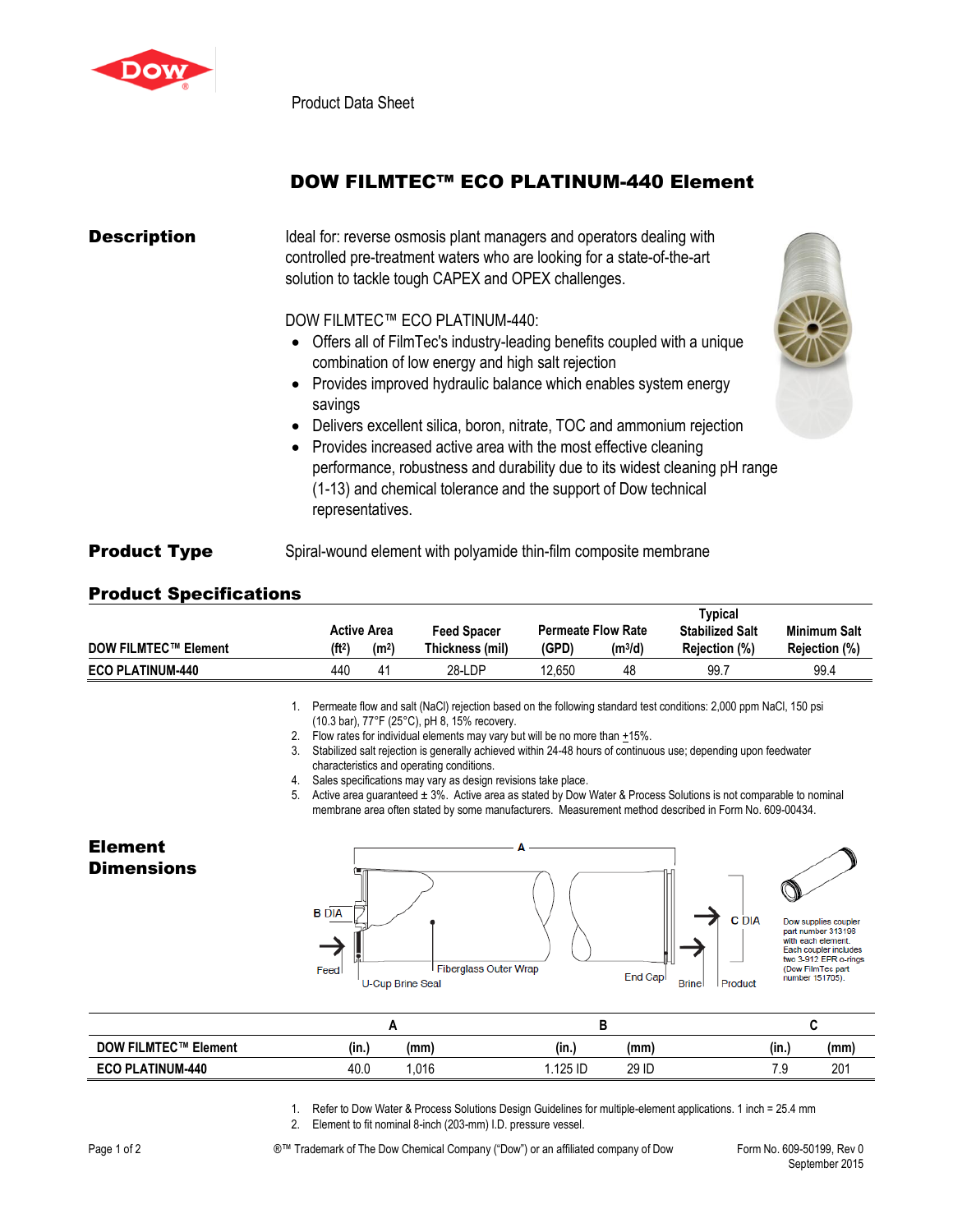Product Data Sheet

# DOW FILMTEC™ ECO PLATINUM-440 Element

## Description

Ideal for: reverse osmosis plant managers and operators dealing with controlled pre-treatment waters who are looking for a state-of-the-art solution to tackle tough CAPEX and OPEX challenges.

DOW FILMTEC™ ECO PLATINUM-440:

- Offers all of FilmTec's industry-leading benefits coupled with a unique combination of low energy and high salt rejection
- Provides improved hydraulic balance which enables system energy savings
- Delivers excellent silica, boron, nitrate, TOC and ammonium rejection
- Provides increased active area with the most effective cleaning performance, robustness and durability due to its widest cleaning pH range (1-13) and chemical tolerance and the support of Dow technical representatives.

## Product Type

Spiral-wound element with polyamide thin-film composite membrane

## Product Specifications

| DOW FILMTEC™ Element | Active Area ($ft^2$) | Active Area ($m^2$) | Feed Spacer Thickness (mil) | Permeate Flow Rate (GPD) | Permeate Flow Rate ($m^3/d$) | Typical Stabilized Salt Rejection (%) | Minimum Salt Rejection (%) |
|---|---|---|---|---|---|---|---|
| ECO PLATINUM-440 | 440 | 41 | 28-LDP | 12,650 | 48 | 99.7 | 99.4 |

1. Permeate flow and salt (NaCl) rejection based on the following standard test conditions: 2,000 ppm NaCl, 150 psi (10.3 bar), 77°F (25°C), pH 8, 15% recovery.
2. Flow rates for individual elements may vary but will be no more than ±15%.
3. Stabilized salt rejection is generally achieved within 24-48 hours of continuous use; depending upon feedwater characteristics and operating conditions.
4. Sales specifications may vary as design revisions take place.
5. Active area guaranteed ± 3%. Active area as stated by Dow Water & Process Solutions is not comparable to nominal membrane area often stated by some manufacturers. Measurement method described in Form No. 609-00434.

## Element Dimensions

A

B DIA

C DIA

Feed

U-Cup Brine Seal

Fiberglass Outer Wrap

End Cap

Brine

Product

Dow supplies coupler part number 313198 with each element. Each coupler includes two 3-912 EPR o-rings (Dow FilmTec part number 151705).

| DOW FILMTEC™ Element | A (in.) | A (mm) | B (in.) | B (mm) | C (in.) | C (mm) |
|---|---|---|---|---|---|---|
| ECO PLATINUM-440 | 40.0 | 1,016 | 1.125 ID | 29 ID | 7.9 | 201 |

1. Refer to Dow Water & Process Solutions Design Guidelines for multiple-element applications. 1 inch = 25.4 mm
2. Element to fit nominal 8-inch (203-mm) I.D. pressure vessel.

®™ Trademark of The Dow Chemical Company ("Dow") or an affiliated company of Dow

Form No. 609-50199, Rev 0
September 2015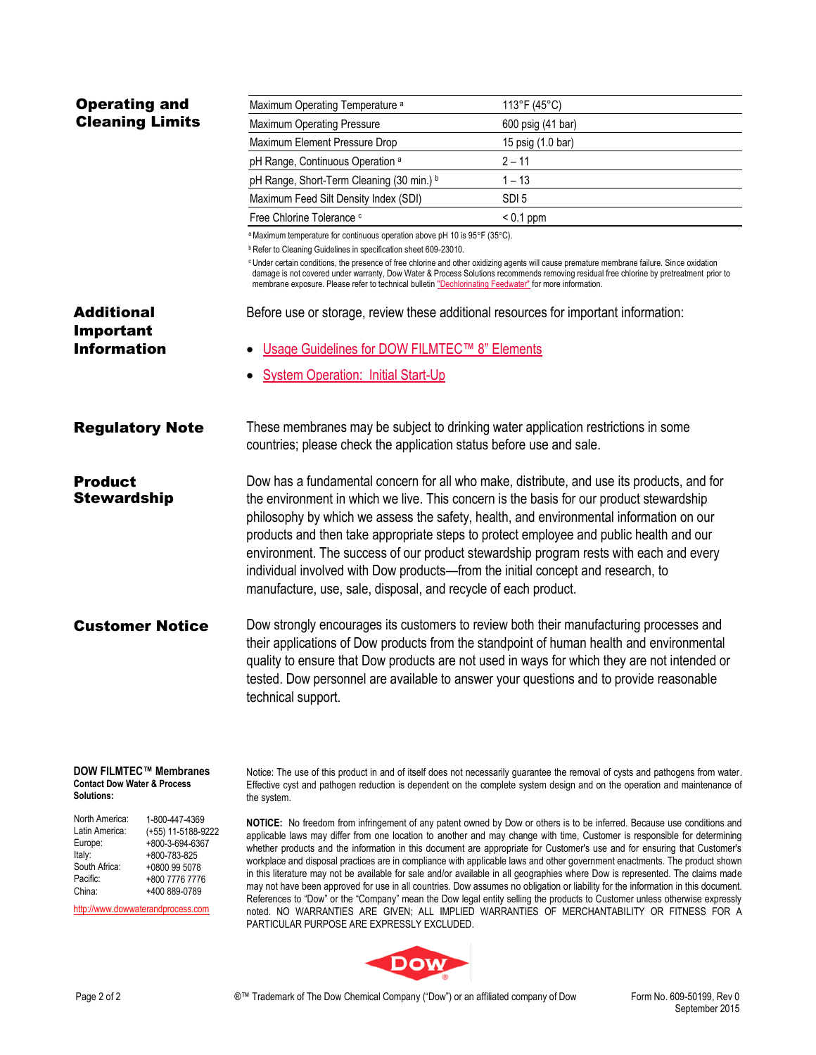## Operating and Cleaning Limits

| | |
|---|---|
| Maximum Operating Temperature [a] | 113°F (45°C) |
| Maximum Operating Pressure | 600 psig (41 bar) |
| Maximum Element Pressure Drop | 15 psig (1.0 bar) |
| pH Range, Continuous Operation [a] | 2 – 11 |
| pH Range, Short-Term Cleaning (30 min.) [b] | 1 – 13 |
| Maximum Feed Silt Density Index (SDI) | SDI 5 |
| Free Chlorine Tolerance [c] | < 0.1 ppm |

[a] Maximum temperature for continuous operation above pH 10 is 95°F (35°C).

[b] Refer to Cleaning Guidelines in specification sheet 609-23010.

[c] Under certain conditions, the presence of free chlorine and other oxidizing agents will cause premature membrane failure. Since oxidation damage is not covered under warranty, Dow Water & Process Solutions recommends removing residual free chlorine by pretreatment prior to membrane exposure. Please refer to technical bulletin "Dechlorinating Feedwater" for more information.

## Additional Important Information

Before use or storage, review these additional resources for important information:

- Usage Guidelines for DOW FILMTEC™ 8" Elements
- System Operation: Initial Start-Up

## Regulatory Note

These membranes may be subject to drinking water application restrictions in some countries; please check the application status before use and sale.

## Product Stewardship

Dow has a fundamental concern for all who make, distribute, and use its products, and for the environment in which we live. This concern is the basis for our product stewardship philosophy by which we assess the safety, health, and environmental information on our products and then take appropriate steps to protect employee and public health and our environment. The success of our product stewardship program rests with each and every individual involved with Dow products—from the initial concept and research, to manufacture, use, sale, disposal, and recycle of each product.

## Customer Notice

Dow strongly encourages its customers to review both their manufacturing processes and their applications of Dow products from the standpoint of human health and environmental quality to ensure that Dow products are not used in ways for which they are not intended or tested. Dow personnel are available to answer your questions and to provide reasonable technical support.

**DOW FILMTEC™ Membranes**
**Contact Dow Water & Process Solutions:**

| | |
|---|---|
| North America: | 1-800-447-4369 |
| Latin America: | (+55) 11-5188-9222 |
| Europe: | +800-3-694-6367 |
| Italy: | +800-783-825 |
| South Africa: | +0800 99 5078 |
| Pacific: | +800 7776 7776 |
| China: | +400 889-0789 |

http://www.dowwaterandprocess.com

Notice: The use of this product in and of itself does not necessarily guarantee the removal of cysts and pathogens from water. Effective cyst and pathogen reduction is dependent on the complete system design and on the operation and maintenance of the system.

**NOTICE:** No freedom from infringement of any patent owned by Dow or others is to be inferred. Because use conditions and applicable laws may differ from one location to another and may change with time, Customer is responsible for determining whether products and the information in this document are appropriate for Customer's use and for ensuring that Customer's workplace and disposal practices are in compliance with applicable laws and other government enactments. The product shown in this literature may not be available for sale and/or available in all geographies where Dow is represented. The claims made may not have been approved for use in all countries. Dow assumes no obligation or liability for the information in this document. References to "Dow" or the "Company" mean the Dow legal entity selling the products to Customer unless otherwise expressly noted. NO WARRANTIES ARE GIVEN; ALL IMPLIED WARRANTIES OF MERCHANTABILITY OR FITNESS FOR A PARTICULAR PURPOSE ARE EXPRESSLY EXCLUDED.

®™ Trademark of The Dow Chemical Company ("Dow") or an affiliated company of Dow

Form No. 609-50199, Rev 0
September 2015